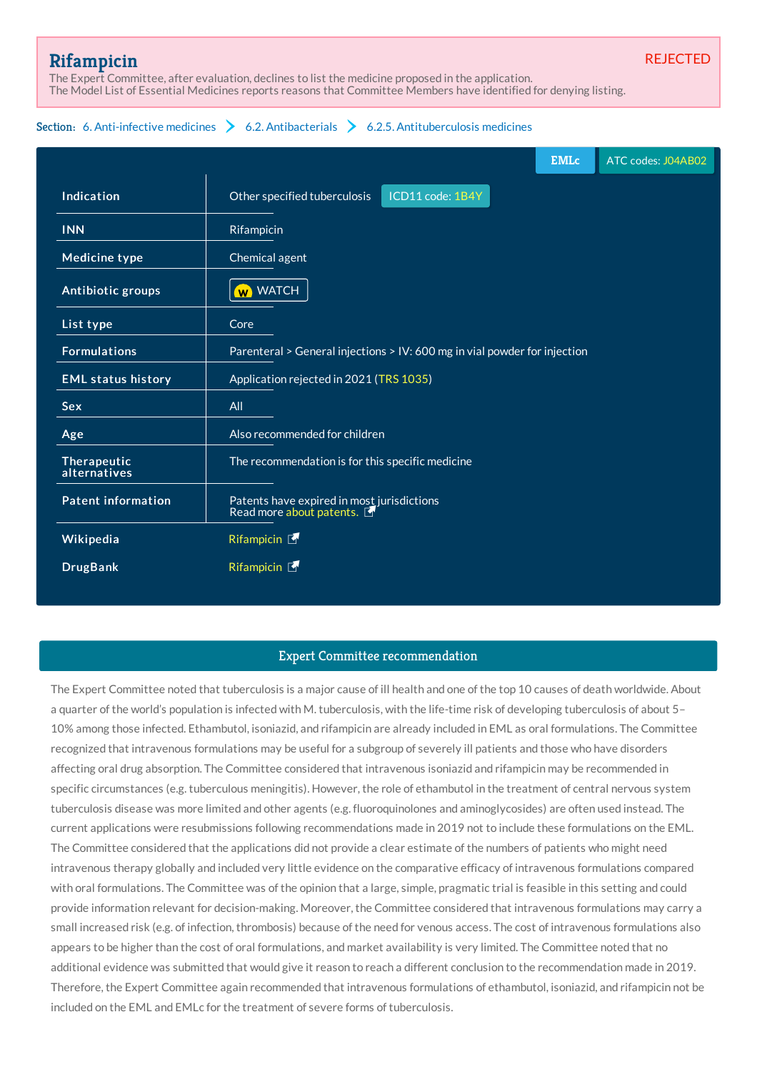# Rifampicin

REJECTED

The Expert Committee, after evaluation, declines to list the medicine proposed in the application.
The Model List of Essential Medicines reports reasons that Committee Members have identified for denying listing.

**Section:** 6. Anti-infective medicines > 6.2. Antibacterials > 6.2.5. Antituberculosis medicines

EMLc | ATC codes: J04AB02

| | |
|---|---|
| **Indication** | Other specified tuberculosis ICD11 code: 1B4Y |
| **INN** | Rifampicin |
| **Medicine type** | Chemical agent |
| **Antibiotic groups** | WATCH |
| **List type** | Core |
| **Formulations** | Parenteral > General injections > IV: 600 mg in vial powder for injection |
| **EML status history** | Application rejected in 2021 (TRS 1035) |
| **Sex** | All |
| **Age** | Also recommended for children |
| **Therapeutic alternatives** | The recommendation is for this specific medicine |
| **Patent information** | Patents have expired in most jurisdictions<br>Read more about patents. |
| **Wikipedia** | Rifampicin |
| **DrugBank** | Rifampicin |

## Expert Committee recommendation

The Expert Committee noted that tuberculosis is a major cause of ill health and one of the top 10 causes of death worldwide. About a quarter of the world's population is infected with M. tuberculosis, with the life-time risk of developing tuberculosis of about 5–10% among those infected. Ethambutol, isoniazid, and rifampicin are already included in EML as oral formulations. The Committee recognized that intravenous formulations may be useful for a subgroup of severely ill patients and those who have disorders affecting oral drug absorption. The Committee considered that intravenous isoniazid and rifampicin may be recommended in specific circumstances (e.g. tuberculous meningitis). However, the role of ethambutol in the treatment of central nervous system tuberculosis disease was more limited and other agents (e.g. fluoroquinolones and aminoglycosides) are often used instead. The current applications were resubmissions following recommendations made in 2019 not to include these formulations on the EML. The Committee considered that the applications did not provide a clear estimate of the numbers of patients who might need intravenous therapy globally and included very little evidence on the comparative efficacy of intravenous formulations compared with oral formulations. The Committee was of the opinion that a large, simple, pragmatic trial is feasible in this setting and could provide information relevant for decision-making. Moreover, the Committee considered that intravenous formulations may carry a small increased risk (e.g. of infection, thrombosis) because of the need for venous access. The cost of intravenous formulations also appears to be higher than the cost of oral formulations, and market availability is very limited. The Committee noted that no additional evidence was submitted that would give it reason to reach a different conclusion to the recommendation made in 2019. Therefore, the Expert Committee again recommended that intravenous formulations of ethambutol, isoniazid, and rifampicin not be included on the EML and EMLc for the treatment of severe forms of tuberculosis.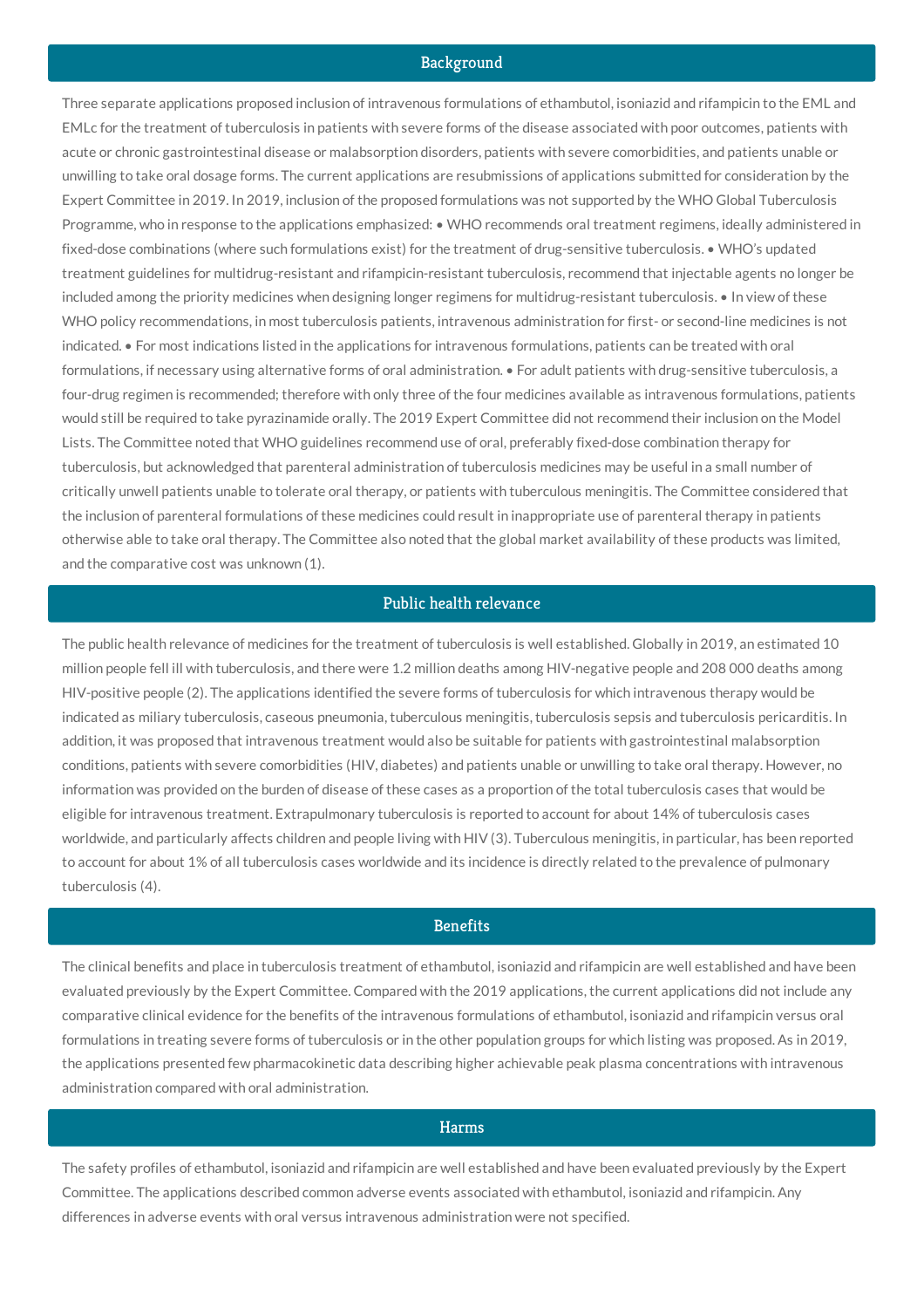## Background

Three separate applications proposed inclusion of intravenous formulations of ethambutol, isoniazid and rifampicin to the EML and EMLc for the treatment of tuberculosis in patients with severe forms of the disease associated with poor outcomes, patients with acute or chronic gastrointestinal disease or malabsorption disorders, patients with severe comorbidities, and patients unable or unwilling to take oral dosage forms. The current applications are resubmissions of applications submitted for consideration by the Expert Committee in 2019. In 2019, inclusion of the proposed formulations was not supported by the WHO Global Tuberculosis Programme, who in response to the applications emphasized: • WHO recommends oral treatment regimens, ideally administered in fixed-dose combinations (where such formulations exist) for the treatment of drug-sensitive tuberculosis. • WHO's updated treatment guidelines for multidrug-resistant and rifampicin-resistant tuberculosis, recommend that injectable agents no longer be included among the priority medicines when designing longer regimens for multidrug-resistant tuberculosis. • In view of these WHO policy recommendations, in most tuberculosis patients, intravenous administration for first- or second-line medicines is not indicated. • For most indications listed in the applications for intravenous formulations, patients can be treated with oral formulations, if necessary using alternative forms of oral administration. • For adult patients with drug-sensitive tuberculosis, a four-drug regimen is recommended; therefore with only three of the four medicines available as intravenous formulations, patients would still be required to take pyrazinamide orally. The 2019 Expert Committee did not recommend their inclusion on the Model Lists. The Committee noted that WHO guidelines recommend use of oral, preferably fixed-dose combination therapy for tuberculosis, but acknowledged that parenteral administration of tuberculosis medicines may be useful in a small number of critically unwell patients unable to tolerate oral therapy, or patients with tuberculous meningitis. The Committee considered that the inclusion of parenteral formulations of these medicines could result in inappropriate use of parenteral therapy in patients otherwise able to take oral therapy. The Committee also noted that the global market availability of these products was limited, and the comparative cost was unknown (1).

## Public health relevance

The public health relevance of medicines for the treatment of tuberculosis is well established. Globally in 2019, an estimated 10 million people fell ill with tuberculosis, and there were 1.2 million deaths among HIV-negative people and 208 000 deaths among HIV-positive people (2). The applications identified the severe forms of tuberculosis for which intravenous therapy would be indicated as miliary tuberculosis, caseous pneumonia, tuberculous meningitis, tuberculosis sepsis and tuberculosis pericarditis. In addition, it was proposed that intravenous treatment would also be suitable for patients with gastrointestinal malabsorption conditions, patients with severe comorbidities (HIV, diabetes) and patients unable or unwilling to take oral therapy. However, no information was provided on the burden of disease of these cases as a proportion of the total tuberculosis cases that would be eligible for intravenous treatment. Extrapulmonary tuberculosis is reported to account for about 14% of tuberculosis cases worldwide, and particularly affects children and people living with HIV (3). Tuberculous meningitis, in particular, has been reported to account for about 1% of all tuberculosis cases worldwide and its incidence is directly related to the prevalence of pulmonary tuberculosis (4).

## Benefits

The clinical benefits and place in tuberculosis treatment of ethambutol, isoniazid and rifampicin are well established and have been evaluated previously by the Expert Committee. Compared with the 2019 applications, the current applications did not include any comparative clinical evidence for the benefits of the intravenous formulations of ethambutol, isoniazid and rifampicin versus oral formulations in treating severe forms of tuberculosis or in the other population groups for which listing was proposed. As in 2019, the applications presented few pharmacokinetic data describing higher achievable peak plasma concentrations with intravenous administration compared with oral administration.

## Harms

The safety profiles of ethambutol, isoniazid and rifampicin are well established and have been evaluated previously by the Expert Committee. The applications described common adverse events associated with ethambutol, isoniazid and rifampicin. Any differences in adverse events with oral versus intravenous administration were not specified.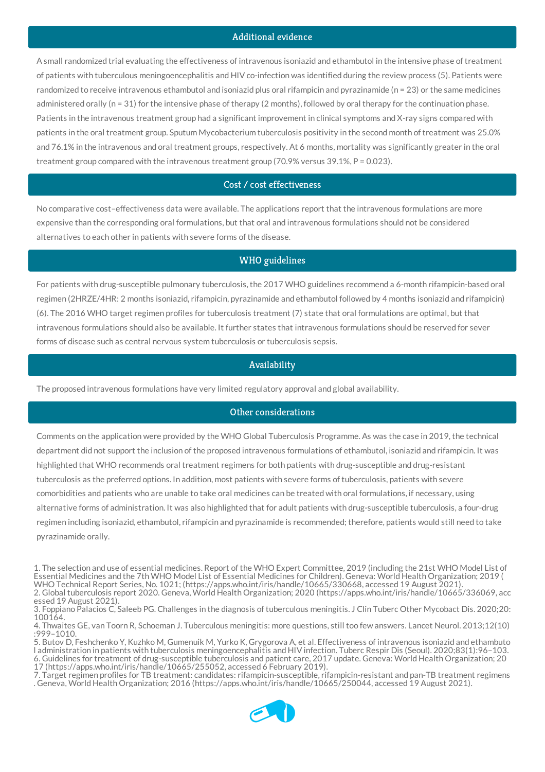## Additional evidence

A small randomized trial evaluating the effectiveness of intravenous isoniazid and ethambutol in the intensive phase of treatment of patients with tuberculosis meningoencephalitis and HIV co-infection was identified during the review process (5). Patients were randomized to receive intravenous ethambutol and isoniazid plus oral rifampicin and pyrazinamide (n = 23) or the same medicines administered orally (n = 31) for the intensive phase of therapy (2 months), followed by oral therapy for the continuation phase. Patients in the intravenous treatment group had a significant improvement in clinical symptoms and X-ray signs compared with patients in the oral treatment group. Sputum Mycobacterium tuberculosis positivity in the second month of treatment was 25.0% and 76.1% in the intravenous and oral treatment groups, respectively. At 6 months, mortality was significantly greater in the oral treatment group compared with the intravenous treatment group (70.9% versus 39.1%, P = 0.023).

## Cost / cost effectiveness

No comparative cost–effectiveness data were available. The applications report that the intravenous formulations are more expensive than the corresponding oral formulations, but that oral and intravenous formulations should not be considered alternatives to each other in patients with severe forms of the disease.

## WHO guidelines

For patients with drug-susceptible pulmonary tuberculosis, the 2017 WHO guidelines recommend a 6-month rifampicin-based oral regimen (2HRZE/4HR: 2 months isoniazid, rifampicin, pyrazinamide and ethambutol followed by 4 months isoniazid and rifampicin) (6). The 2016 WHO target regimen profiles for tuberculosis treatment (7) state that oral formulations are optimal, but that intravenous formulations should also be available. It further states that intravenous formulations should be reserved for sever forms of disease such as central nervous system tuberculosis or tuberculosis sepsis.

## Availability

The proposed intravenous formulations have very limited regulatory approval and global availability.

## Other considerations

Comments on the application were provided by the WHO Global Tuberculosis Programme. As was the case in 2019, the technical department did not support the inclusion of the proposed intravenous formulations of ethambutol, isoniazid and rifampicin. It was highlighted that WHO recommends oral treatment regimens for both patients with drug-susceptible and drug-resistant tuberculosis as the preferred options. In addition, most patients with severe forms of tuberculosis, patients with severe comorbidities and patients who are unable to take oral medicines can be treated with oral formulations, if necessary, using alternative forms of administration. It was also highlighted that for adult patients with drug-susceptible tuberculosis, a four-drug regimen including isoniazid, ethambutol, rifampicin and pyrazinamide is recommended; therefore, patients would still need to take pyrazinamide orally.

1. The selection and use of essential medicines. Report of the WHO Expert Committee, 2019 (including the 21st WHO Model List of Essential Medicines and the 7th WHO Model List of Essential Medicines for Children). Geneva: World Health Organization; 2019 (WHO Technical Report Series, No. 1021; (https://apps.who.int/iris/handle/10665/330668, accessed 19 August 2021).
2. Global tuberculosis report 2020. Geneva, World Health Organization; 2020 (https://apps.who.int/iris/handle/10665/336069, accessed 19 August 2021).
3. Foppiano Palacios C, Saleeb PG. Challenges in the diagnosis of tuberculous meningitis. J Clin Tuberc Other Mycobact Dis. 2020;20:100164.
4. Thwaites GE, van Toorn R, Schoeman J. Tuberculous meningitis: more questions, still too few answers. Lancet Neurol. 2013;12(10):999–1010.
5. Butov D, Feshchenko Y, Kuzhko M, Gumenuik M, Yurko K, Grygorova A, et al. Effectiveness of intravenous isoniazid and ethambutol administration in patients with tuberculosis meningoencephalitis and HIV infection. Tuberc Respir Dis (Seoul). 2020;83(1):96–103.
6. Guidelines for treatment of drug-susceptible tuberculosis and patient care, 2017 update. Geneva: World Health Organization; 2017 (https://apps.who.int/iris/handle/10665/255052, accessed 6 February 2019).
7. Target regimen profiles for TB treatment: candidates: rifampicin-susceptible, rifampicin-resistant and pan-TB treatment regimens. Geneva, World Health Organization; 2016 (https://apps.who.int/iris/handle/10665/250044, accessed 19 August 2021).